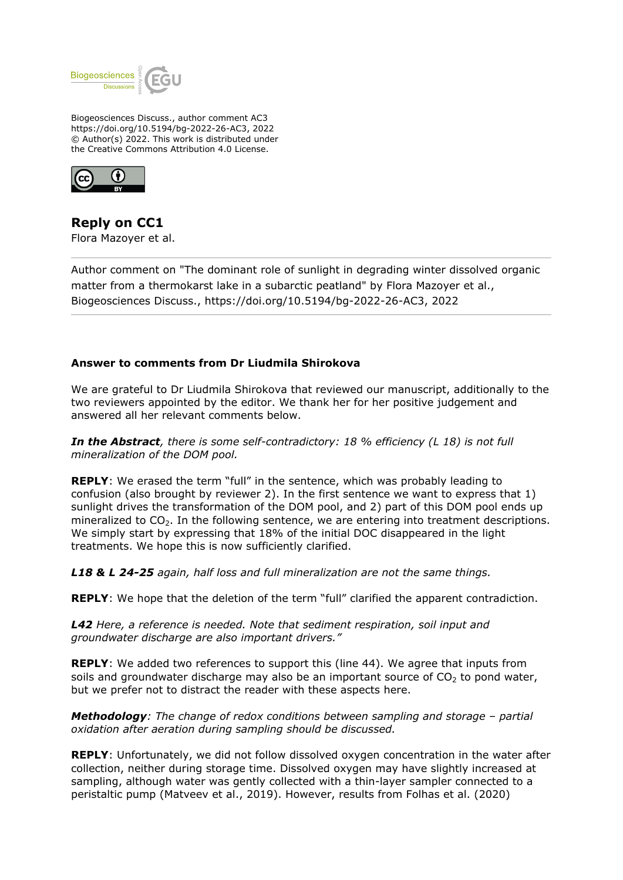Biogeosciences Discuss., author comment AC3
https://doi.org/10.5194/bg-2022-26-AC3, 2022
© Author(s) 2022. This work is distributed under
the Creative Commons Attribution 4.0 License.

# Reply on CC1

Flora Mazoyer et al.

Author comment on "The dominant role of sunlight in degrading winter dissolved organic matter from a thermokarst lake in a subarctic peatland" by Flora Mazoyer et al., Biogeosciences Discuss., https://doi.org/10.5194/bg-2022-26-AC3, 2022

---

**Answer to comments from Dr Liudmila Shirokova**

We are grateful to Dr Liudmila Shirokova that reviewed our manuscript, additionally to the two reviewers appointed by the editor. We thank her for her positive judgement and answered all her relevant comments below.

***In the Abstract****, there is some self-contradictory: 18 % efficiency (L 18) is not full mineralization of the DOM pool.*

**REPLY**: We erased the term "full" in the sentence, which was probably leading to confusion (also brought by reviewer 2). In the first sentence we want to express that 1) sunlight drives the transformation of the DOM pool, and 2) part of this DOM pool ends up mineralized to $CO_2$. In the following sentence, we are entering into treatment descriptions. We simply start by expressing that 18% of the initial DOC disappeared in the light treatments. We hope this is now sufficiently clarified.

***L18 & L 24-25*** *again, half loss and full mineralization are not the same things.*

**REPLY**: We hope that the deletion of the term "full" clarified the apparent contradiction.

***L42*** *Here, a reference is needed. Note that sediment respiration, soil input and groundwater discharge are also important drivers."*

**REPLY**: We added two references to support this (line 44). We agree that inputs from soils and groundwater discharge may also be an important source of $CO_2$ to pond water, but we prefer not to distract the reader with these aspects here.

***Methodology****: The change of redox conditions between sampling and storage – partial oxidation after aeration during sampling should be discussed.*

**REPLY**: Unfortunately, we did not follow dissolved oxygen concentration in the water after collection, neither during storage time. Dissolved oxygen may have slightly increased at sampling, although water was gently collected with a thin-layer sampler connected to a peristaltic pump (Matveev et al., 2019). However, results from Folhas et al. (2020)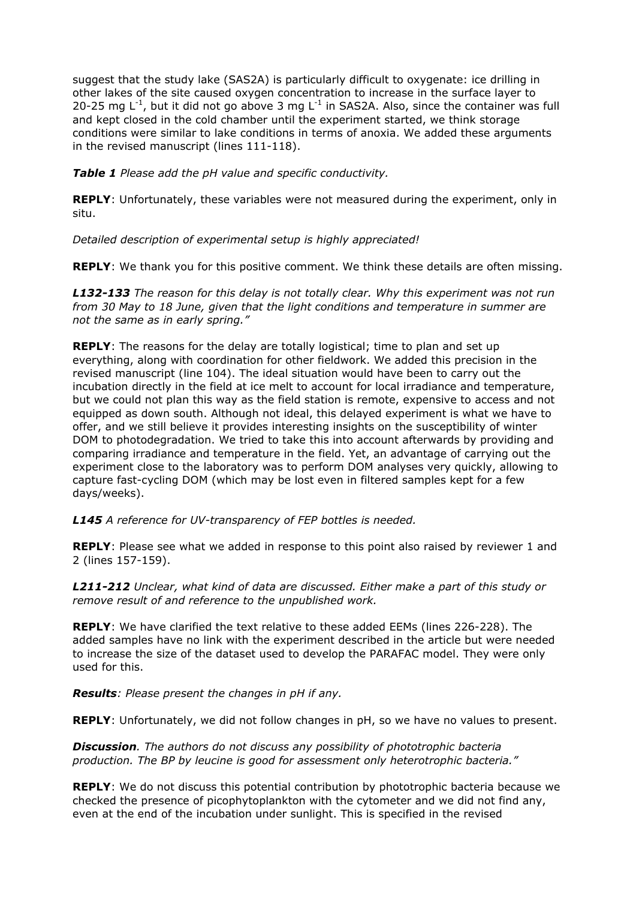suggest that the study lake (SAS2A) is particularly difficult to oxygenate: ice drilling in other lakes of the site caused oxygen concentration to increase in the surface layer to 20-25 mg $L^{-1}$, but it did not go above 3 mg $L^{-1}$ in SAS2A. Also, since the container was full and kept closed in the cold chamber until the experiment started, we think storage conditions were similar to lake conditions in terms of anoxia. We added these arguments in the revised manuscript (lines 111-118).

***Table 1*** *Please add the pH value and specific conductivity.*

**REPLY**: Unfortunately, these variables were not measured during the experiment, only in situ.

*Detailed description of experimental setup is highly appreciated!*

**REPLY**: We thank you for this positive comment. We think these details are often missing.

***L132-133*** *The reason for this delay is not totally clear. Why this experiment was not run from 30 May to 18 June, given that the light conditions and temperature in summer are not the same as in early spring."*

**REPLY**: The reasons for the delay are totally logistical; time to plan and set up everything, along with coordination for other fieldwork. We added this precision in the revised manuscript (line 104). The ideal situation would have been to carry out the incubation directly in the field at ice melt to account for local irradiance and temperature, but we could not plan this way as the field station is remote, expensive to access and not equipped as down south. Although not ideal, this delayed experiment is what we have to offer, and we still believe it provides interesting insights on the susceptibility of winter DOM to photodegradation. We tried to take this into account afterwards by providing and comparing irradiance and temperature in the field. Yet, an advantage of carrying out the experiment close to the laboratory was to perform DOM analyses very quickly, allowing to capture fast-cycling DOM (which may be lost even in filtered samples kept for a few days/weeks).

***L145*** *A reference for UV-transparency of FEP bottles is needed.*

**REPLY**: Please see what we added in response to this point also raised by reviewer 1 and 2 (lines 157-159).

***L211-212*** *Unclear, what kind of data are discussed. Either make a part of this study or remove result of and reference to the unpublished work.*

**REPLY**: We have clarified the text relative to these added EEMs (lines 226-228). The added samples have no link with the experiment described in the article but were needed to increase the size of the dataset used to develop the PARAFAC model. They were only used for this.

***Results****: Please present the changes in pH if any.*

**REPLY**: Unfortunately, we did not follow changes in pH, so we have no values to present.

***Discussion****. The authors do not discuss any possibility of phototrophic bacteria production. The BP by leucine is good for assessment only heterotrophic bacteria."*

**REPLY**: We do not discuss this potential contribution by phototrophic bacteria because we checked the presence of picophytoplankton with the cytometer and we did not find any, even at the end of the incubation under sunlight. This is specified in the revised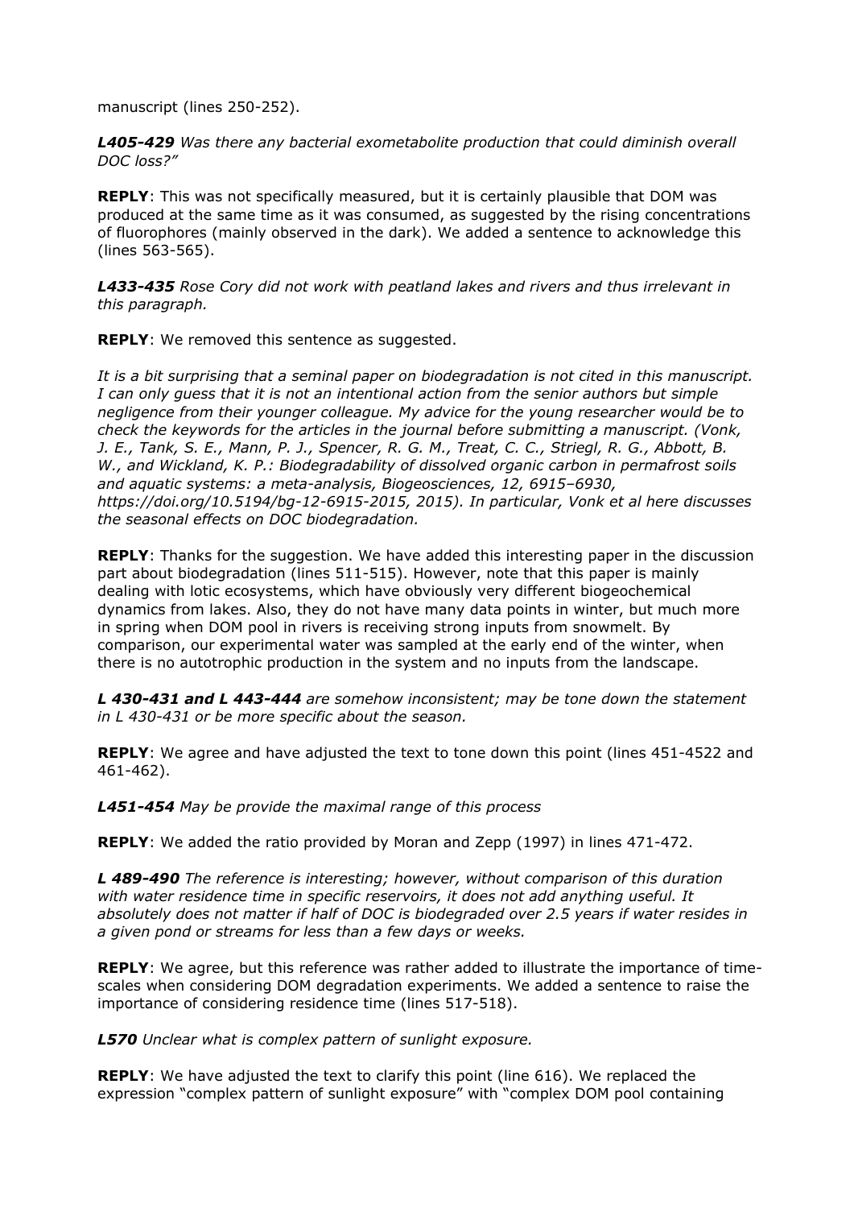manuscript (lines 250-252).

***L405-429*** *Was there any bacterial exometabolite production that could diminish overall DOC loss?"*

**REPLY**: This was not specifically measured, but it is certainly plausible that DOM was produced at the same time as it was consumed, as suggested by the rising concentrations of fluorophores (mainly observed in the dark). We added a sentence to acknowledge this (lines 563-565).

***L433-435*** *Rose Cory did not work with peatland lakes and rivers and thus irrelevant in this paragraph.*

**REPLY**: We removed this sentence as suggested.

*It is a bit surprising that a seminal paper on biodegradation is not cited in this manuscript. I can only guess that it is not an intentional action from the senior authors but simple negligence from their younger colleague. My advice for the young researcher would be to check the keywords for the articles in the journal before submitting a manuscript. (Vonk, J. E., Tank, S. E., Mann, P. J., Spencer, R. G. M., Treat, C. C., Striegl, R. G., Abbott, B. W., and Wickland, K. P.: Biodegradability of dissolved organic carbon in permafrost soils and aquatic systems: a meta-analysis, Biogeosciences, 12, 6915–6930, https://doi.org/10.5194/bg-12-6915-2015, 2015). In particular, Vonk et al here discusses the seasonal effects on DOC biodegradation.*

**REPLY**: Thanks for the suggestion. We have added this interesting paper in the discussion part about biodegradation (lines 511-515). However, note that this paper is mainly dealing with lotic ecosystems, which have obviously very different biogeochemical dynamics from lakes. Also, they do not have many data points in winter, but much more in spring when DOM pool in rivers is receiving strong inputs from snowmelt. By comparison, our experimental water was sampled at the early end of the winter, when there is no autotrophic production in the system and no inputs from the landscape.

***L 430-431 and L 443-444*** *are somehow inconsistent; may be tone down the statement in L 430-431 or be more specific about the season.*

**REPLY**: We agree and have adjusted the text to tone down this point (lines 451-4522 and 461-462).

***L451-454*** *May be provide the maximal range of this process*

**REPLY**: We added the ratio provided by Moran and Zepp (1997) in lines 471-472.

***L 489-490*** *The reference is interesting; however, without comparison of this duration with water residence time in specific reservoirs, it does not add anything useful. It absolutely does not matter if half of DOC is biodegraded over 2.5 years if water resides in a given pond or streams for less than a few days or weeks.*

**REPLY**: We agree, but this reference was rather added to illustrate the importance of time-scales when considering DOM degradation experiments. We added a sentence to raise the importance of considering residence time (lines 517-518).

***L570*** *Unclear what is complex pattern of sunlight exposure.*

**REPLY**: We have adjusted the text to clarify this point (line 616). We replaced the expression "complex pattern of sunlight exposure" with "complex DOM pool containing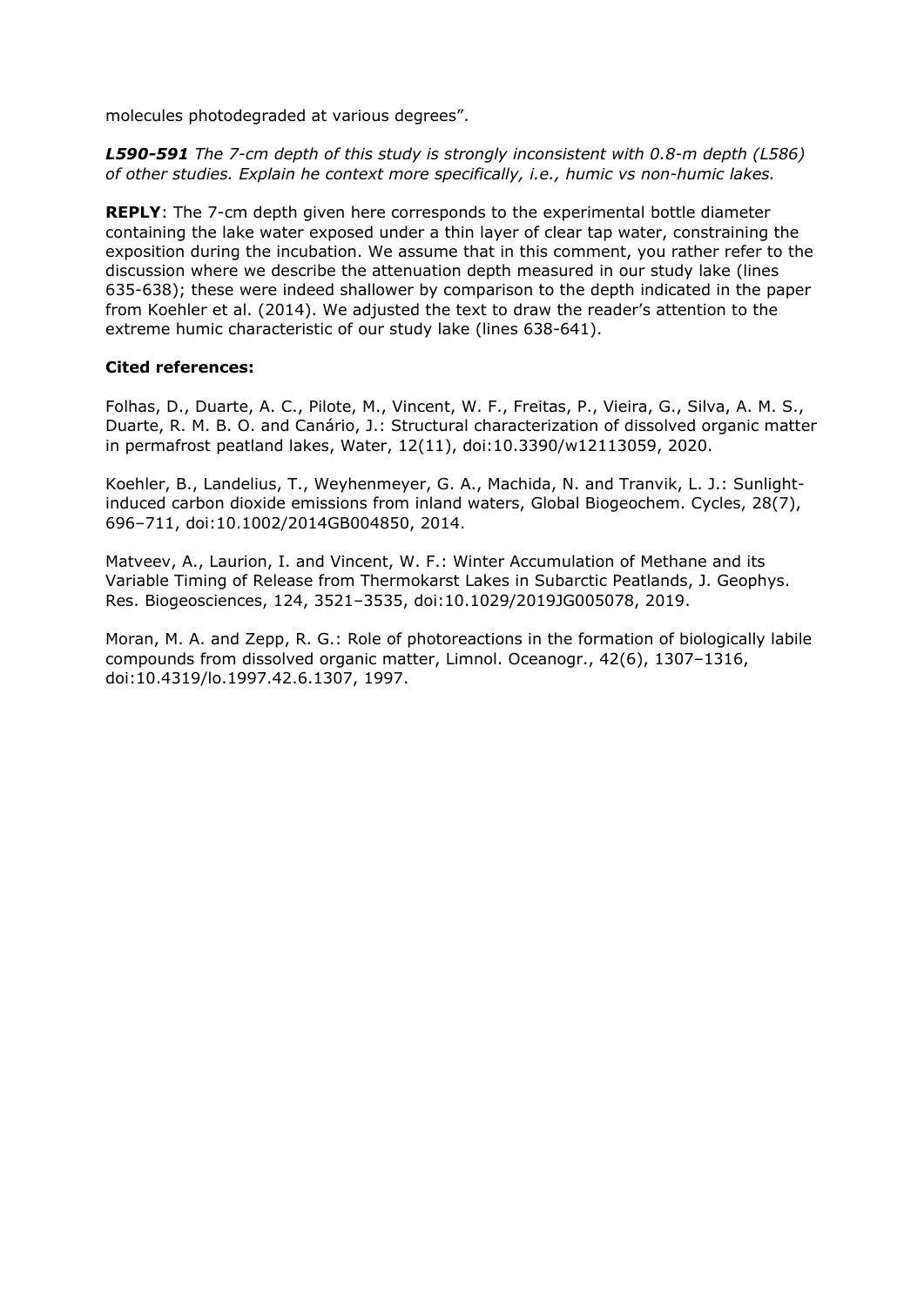molecules photodegraded at various degrees".

***L590-591*** *The 7-cm depth of this study is strongly inconsistent with 0.8-m depth (L586) of other studies. Explain he context more specifically, i.e., humic vs non-humic lakes.*

**REPLY**: The 7-cm depth given here corresponds to the experimental bottle diameter containing the lake water exposed under a thin layer of clear tap water, constraining the exposition during the incubation. We assume that in this comment, you rather refer to the discussion where we describe the attenuation depth measured in our study lake (lines 635-638); these were indeed shallower by comparison to the depth indicated in the paper from Koehler et al. (2014). We adjusted the text to draw the reader's attention to the extreme humic characteristic of our study lake (lines 638-641).

**Cited references:**

Folhas, D., Duarte, A. C., Pilote, M., Vincent, W. F., Freitas, P., Vieira, G., Silva, A. M. S., Duarte, R. M. B. O. and Canário, J.: Structural characterization of dissolved organic matter in permafrost peatland lakes, Water, 12(11), doi:10.3390/w12113059, 2020.

Koehler, B., Landelius, T., Weyhenmeyer, G. A., Machida, N. and Tranvik, L. J.: Sunlight-induced carbon dioxide emissions from inland waters, Global Biogeochem. Cycles, 28(7), 696–711, doi:10.1002/2014GB004850, 2014.

Matveev, A., Laurion, I. and Vincent, W. F.: Winter Accumulation of Methane and its Variable Timing of Release from Thermokarst Lakes in Subarctic Peatlands, J. Geophys. Res. Biogeosciences, 124, 3521–3535, doi:10.1029/2019JG005078, 2019.

Moran, M. A. and Zepp, R. G.: Role of photoreactions in the formation of biologically labile compounds from dissolved organic matter, Limnol. Oceanogr., 42(6), 1307–1316, doi:10.4319/lo.1997.42.6.1307, 1997.